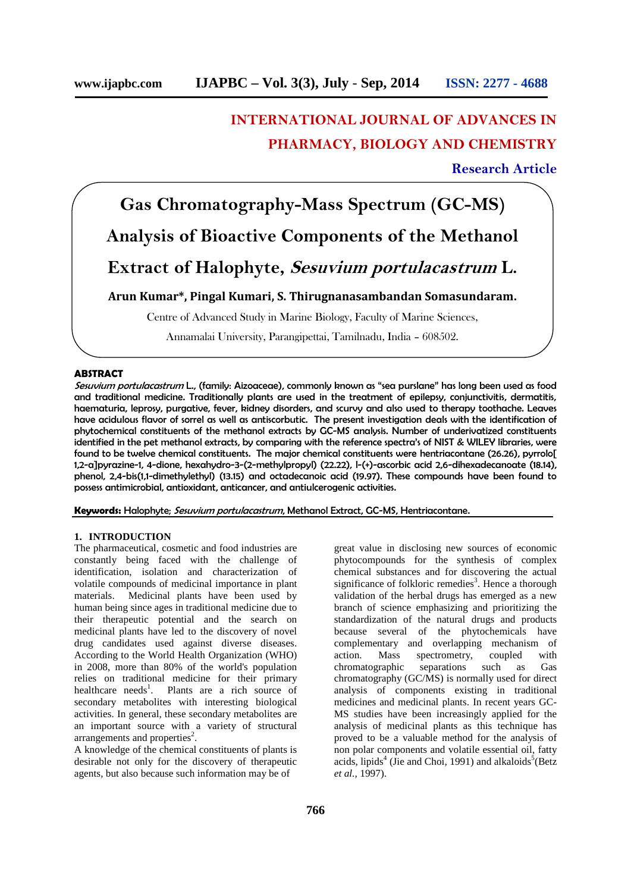# INTERNATIONAL JOURNAL OF ADVANCES IN PHARMACY, BIOLOGY AND CHEMISTRY

**Research Article**

# Gas Chromatography-Mass Spectrum (GC-MS) Analysis of Bioactive Components of the Methanol Extract of Halophyte, *Sesuvium portulacastrum* L.

**Arun Kumar\*, Pingal Kumari, S. Thirugnanasambandan Somasundaram.**

Centre of Advanced Study in Marine Biology, Faculty of Marine Sciences,

Annamalai University, Parangipettai, Tamilnadu, India – 608502.

## ABSTRACT

*Sesuvium portulacastrum* L., (family: Aizoaceae), commonly known as "sea purslane" has long been used as food and traditional medicine. Traditionally plants are used in the treatment of epilepsy, conjunctivitis, dermatitis, haematuria, leprosy, purgative, fever, kidney disorders, and scurvy and also used to therapy toothache. Leaves have acidulous flavor of sorrel as well as antiscorbutic. The present investigation deals with the identification of phytochemical constituents of the methanol extracts by GC-MS analysis. Number of underivatized constituents identified in the pet methanol extracts, by comparing with the reference spectra's of NIST & WILEY libraries, were found to be twelve chemical constituents. The major chemical constituents were hentriacontane (26.26), pyrrolo[ 1,2-a]pyrazine-1, 4-dione, hexahydro-3-(2-methylpropyl) (22.22), l-(+)-ascorbic acid 2,6-dihexadecanoate (18.14), phenol, 2,4-bis(1,1-dimethylethyl) (13.15) and octadecanoic acid (19.97). These compounds have been found to possess antimicrobial, antioxidant, anticancer, and antiulcerogenic activities.

**Keywords:** Halophyte; *Sesuvium portulacastrum*, Methanol Extract, GC-MS, Hentriacontane.

## 1. INTRODUCTION

The pharmaceutical, cosmetic and food industries are constantly being faced with the challenge of identification, isolation and characterization of volatile compounds of medicinal importance in plant materials. Medicinal plants have been used by human being since ages in traditional medicine due to their therapeutic potential and the search on medicinal plants have led to the discovery of novel drug candidates used against diverse diseases. According to the World Health Organization (WHO) in 2008, more than 80% of the world's population relies on traditional medicine for their primary healthcare needs[1]. Plants are a rich source of secondary metabolites with interesting biological activities. In general, these secondary metabolites are an important source with a variety of structural arrangements and properties[2].

A knowledge of the chemical constituents of plants is desirable not only for the discovery of therapeutic agents, but also because such information may be of great value in disclosing new sources of economic phytocompounds for the synthesis of complex chemical substances and for discovering the actual significance of folkloric remedies[3]. Hence a thorough validation of the herbal drugs has emerged as a new branch of science emphasizing and prioritizing the standardization of the natural drugs and products because several of the phytochemicals have complementary and overlapping mechanism of action. Mass spectrometry, coupled with chromatographic separations such as Gas chromatography (GC/MS) is normally used for direct analysis of components existing in traditional medicines and medicinal plants. In recent years GC-MS studies have been increasingly applied for the analysis of medicinal plants as this technique has proved to be a valuable method for the analysis of non polar components and volatile essential oil, fatty acids, lipids[4] (Jie and Choi, 1991) and alkaloids[5](Betz *et al.*, 1997).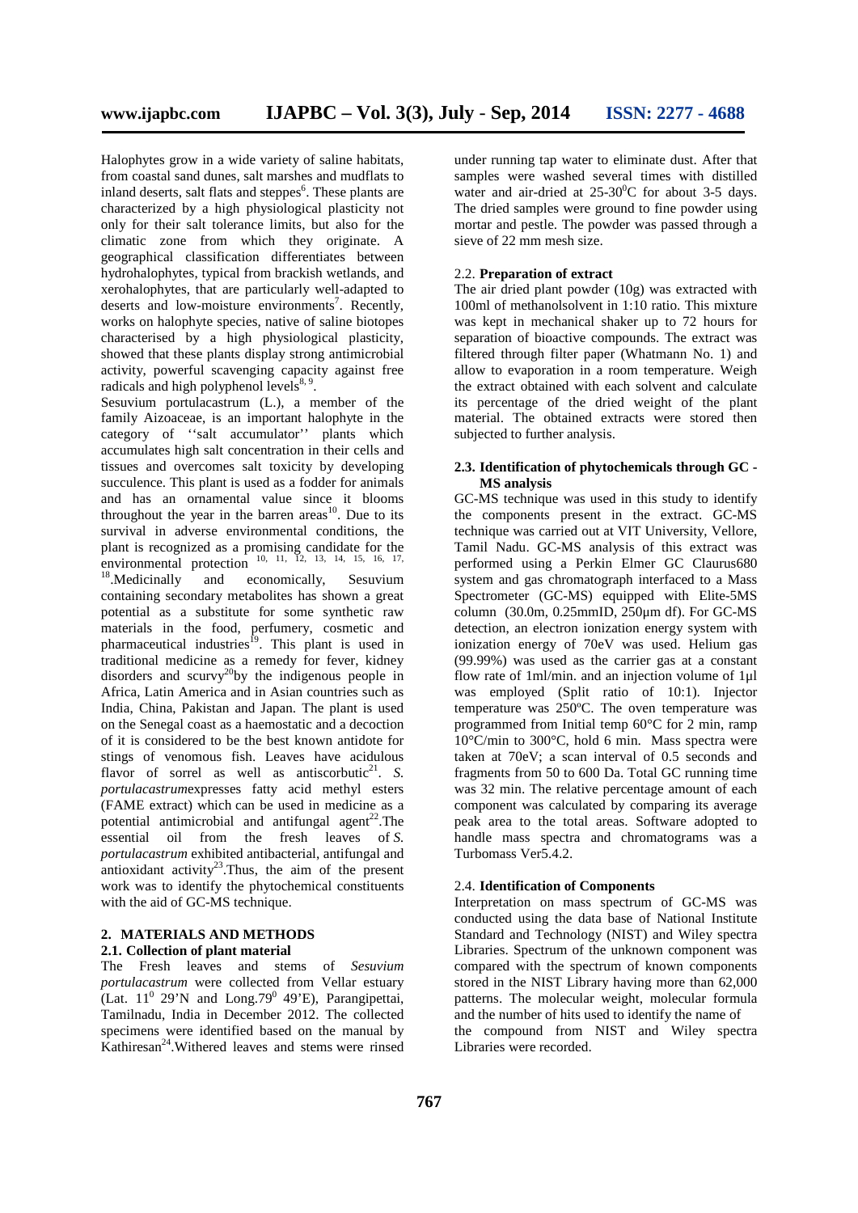Halophytes grow in a wide variety of saline habitats, from coastal sand dunes, salt marshes and mudflats to inland deserts, salt flats and steppes[6]. These plants are characterized by a high physiological plasticity not only for their salt tolerance limits, but also for the climatic zone from which they originate. A geographical classification differentiates between hydrohalophytes, typical from brackish wetlands, and xerohalophytes, that are particularly well-adapted to deserts and low-moisture environments[7]. Recently, works on halophyte species, native of saline biotopes characterised by a high physiological plasticity, showed that these plants display strong antimicrobial activity, powerful scavenging capacity against free radicals and high polyphenol levels[8, 9].

Sesuvium portulacastrum (L.), a member of the family Aizoaceae, is an important halophyte in the category of ''salt accumulator'' plants which accumulates high salt concentration in their cells and tissues and overcomes salt toxicity by developing succulence. This plant is used as a fodder for animals and has an ornamental value since it blooms throughout the year in the barren areas[10]. Due to its survival in adverse environmental conditions, the plant is recognized as a promising candidate for the environmental protection [10, 11, 12, 13, 14, 15, 16, 17, 18]. Medicinally and economically, Sesuvium containing secondary metabolites has shown a great potential as a substitute for some synthetic raw materials in the food, perfumery, cosmetic and pharmaceutical industries[19]. This plant is used in traditional medicine as a remedy for fever, kidney disorders and scurvy[20] by the indigenous people in Africa, Latin America and in Asian countries such as India, China, Pakistan and Japan. The plant is used on the Senegal coast as a haemostatic and a decoction of it is considered to be the best known antidote for stings of venomous fish. Leaves have acidulous flavor of sorrel as well as antiscorbutic[21]. *S. portulacastrum* expresses fatty acid methyl esters (FAME extract) which can be used in medicine as a potential antimicrobial and antifungal agent[22]. The essential oil from the fresh leaves of *S. portulacastrum* exhibited antibacterial, antifungal and antioxidant activity[23]. Thus, the aim of the present work was to identify the phytochemical constituents with the aid of GC-MS technique.

## 2. MATERIALS AND METHODS

### 2.1. Collection of plant material

The Fresh leaves and stems of *Sesuvium portulacastrum* were collected from Vellar estuary (Lat. $11^0$ 29'N and Long.$79^0$ 49'E), Parangipettai, Tamilnadu, India in December 2012. The collected specimens were identified based on the manual by Kathiresan[24]. Withered leaves and stems were rinsed under running tap water to eliminate dust. After that samples were washed several times with distilled water and air-dried at 25-30$^0$C for about 3-5 days. The dried samples were ground to fine powder using mortar and pestle. The powder was passed through a sieve of 22 mm mesh size.

### 2.2. Preparation of extract

The air dried plant powder (10g) was extracted with 100ml of methanolsolvent in 1:10 ratio. This mixture was kept in mechanical shaker up to 72 hours for separation of bioactive compounds. The extract was filtered through filter paper (Whatmann No. 1) and allow to evaporation in a room temperature. Weigh the extract obtained with each solvent and calculate its percentage of the dried weight of the plant material. The obtained extracts were stored then subjected to further analysis.

### 2.3. Identification of phytochemicals through GC - MS analysis

GC-MS technique was used in this study to identify the components present in the extract. GC-MS technique was carried out at VIT University, Vellore, Tamil Nadu. GC-MS analysis of this extract was performed using a Perkin Elmer GC Claurus680 system and gas chromatograph interfaced to a Mass Spectrometer (GC-MS) equipped with Elite-5MS column (30.0m, 0.25mmID, 250μm df). For GC-MS detection, an electron ionization energy system with ionization energy of 70eV was used. Helium gas (99.99%) was used as the carrier gas at a constant flow rate of 1ml/min. and an injection volume of 1μl was employed (Split ratio of 10:1). Injector temperature was 250ºC. The oven temperature was programmed from Initial temp 60°C for 2 min, ramp 10°C/min to 300°C, hold 6 min. Mass spectra were taken at 70eV; a scan interval of 0.5 seconds and fragments from 50 to 600 Da. Total GC running time was 32 min. The relative percentage amount of each component was calculated by comparing its average peak area to the total areas. Software adopted to handle mass spectra and chromatograms was a Turbomass Ver5.4.2.

### 2.4. Identification of Components

Interpretation on mass spectrum of GC-MS was conducted using the data base of National Institute Standard and Technology (NIST) and Wiley spectra Libraries. Spectrum of the unknown component was compared with the spectrum of known components stored in the NIST Library having more than 62,000 patterns. The molecular weight, molecular formula and the number of hits used to identify the name of the compound from NIST and Wiley spectra Libraries were recorded.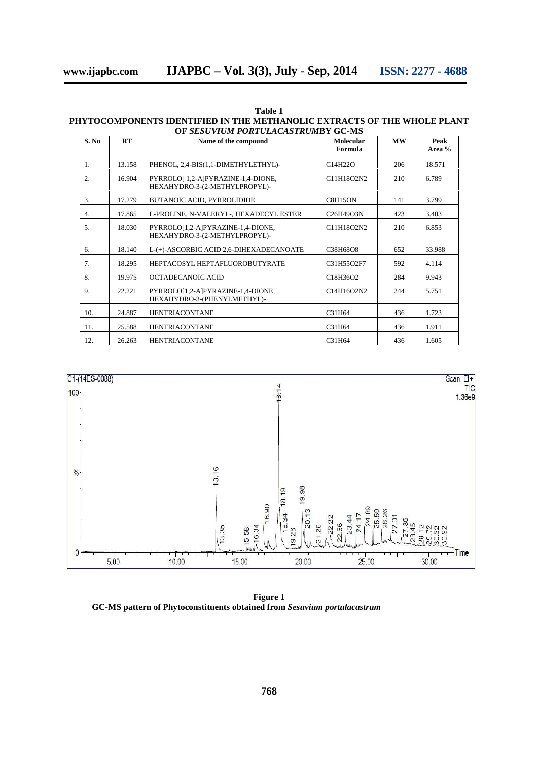**Table 1**
**PHYTOCOMPONENTS IDENTIFIED IN THE METHANOLIC EXTRACTS OF THE WHOLE PLANT OF *SESUVIUM PORTULACASTRUM*BY GC-MS**

| S. No | RT | Name of the compound | Molecular Formula | MW | Peak Area % |
|---|---|---|---|---|---|
| 1. | 13.158 | PHENOL, 2,4-BIS(1,1-DIMETHYLETHYL)- | $C_{14}H_{22}O$ | 206 | 18.571 |
| 2. | 16.904 | PYRROLO[ 1,2-A]PYRAZINE-1,4-DIONE, HEXAHYDRO-3-(2-METHYLPROPYL)- | $C_{11}H_{18}O_2N_2$ | 210 | 6.789 |
| 3. | 17.279 | BUTANOIC ACID, PYRROLIDIDE | $C_8H_{15}ON$ | 141 | 3.799 |
| 4. | 17.865 | L-PROLINE, N-VALERYL-, HEXADECYL ESTER | $C_{26}H_{49}O_3N$ | 423 | 3.403 |
| 5. | 18.030 | PYRROLO[1,2-A]PYRAZINE-1,4-DIONE, HEXAHYDRO-3-(2-METHYLPROPYL)- | $C_{11}H_{18}O_2N_2$ | 210 | 6.853 |
| 6. | 18.140 | L-(+)-ASCORBIC ACID 2,6-DIHEXADECANOATE | $C_{38}H_{68}O_8$ | 652 | 33.988 |
| 7. | 18.295 | HEPTACOSYL HEPTAFLUOROBUTYRATE | $C_{31}H_{55}O_2F_7$ | 592 | 4.114 |
| 8. | 19.975 | OCTADECANOIC ACID | $C_{18}H_{36}O_2$ | 284 | 9.943 |
| 9. | 22.221 | PYRROLO[1,2-A]PYRAZINE-1,4-DIONE, HEXAHYDRO-3-(PHENYLMETHYL)- | $C_{14}H_{16}O_2N_2$ | 244 | 5.751 |
| 10. | 24.887 | HENTRIACONTANE | $C_{31}H_{64}$ | 436 | 1.723 |
| 11. | 25.588 | HENTRIACONTANE | $C_{31}H_{64}$ | 436 | 1.911 |
| 12. | 26.263 | HENTRIACONTANE | $C_{31}H_{64}$ | 436 | 1.605 |

**Figure 1**
**GC-MS pattern of Phytoconstituents obtained from *Sesuvium portulacastrum***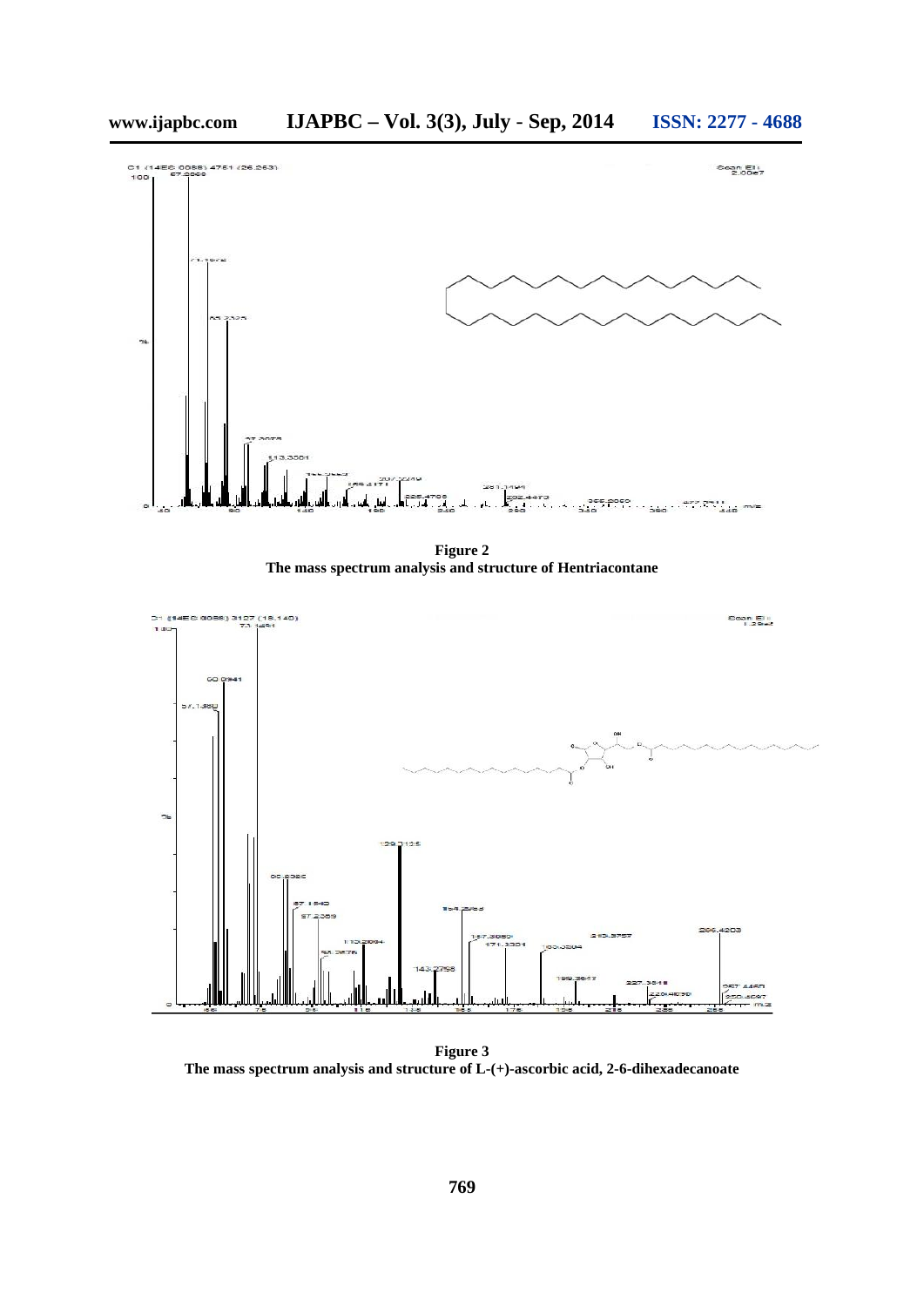**Figure 2**
**The mass spectrum analysis and structure of Hentriacontane**

**Figure 3**
**The mass spectrum analysis and structure of L-(+)-ascorbic acid, 2-6-dihexadecanoate**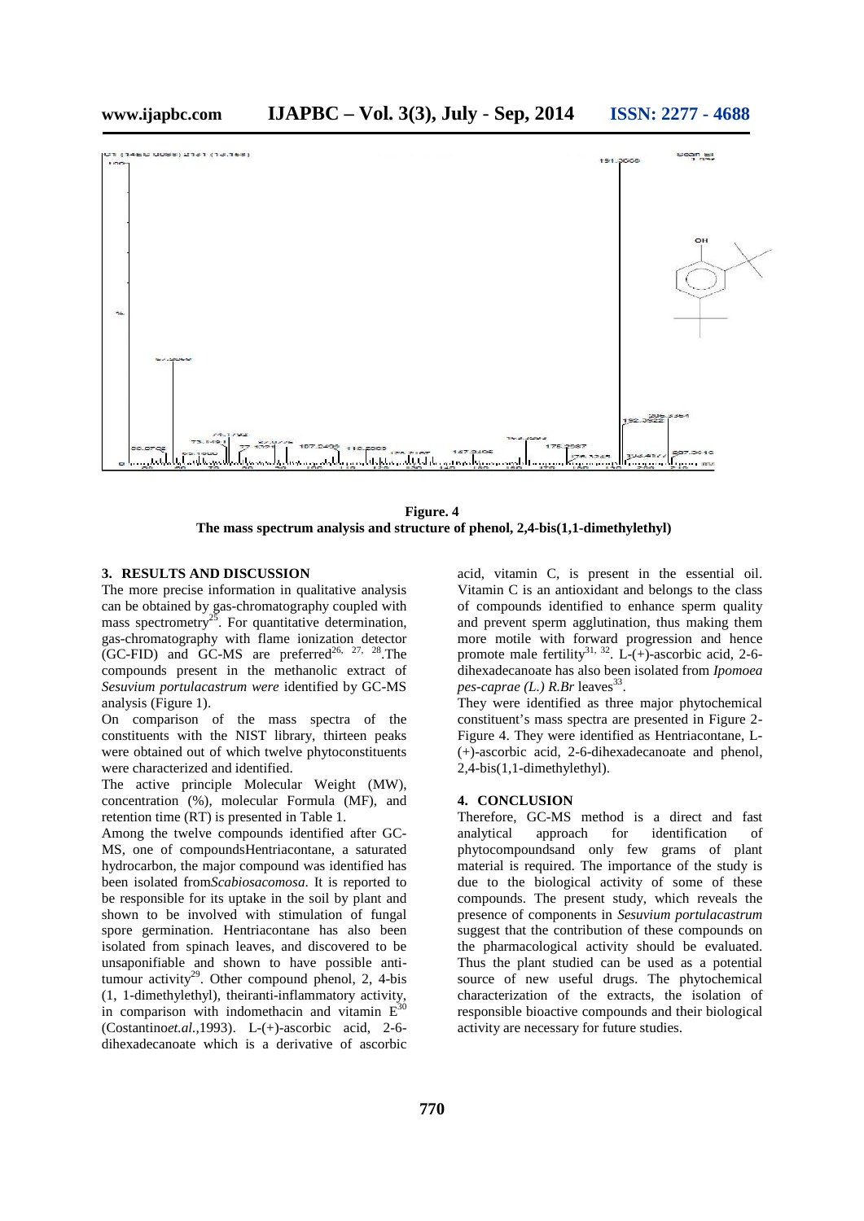**Figure. 4**
**The mass spectrum analysis and structure of phenol, 2,4-bis(1,1-dimethylethyl)**

## 3. RESULTS AND DISCUSSION

The more precise information in qualitative analysis can be obtained by gas-chromatography coupled with mass spectrometry[25]. For quantitative determination, gas-chromatography with flame ionization detector (GC-FID) and GC-MS are preferred[26, 27, 28].The compounds present in the methanolic extract of *Sesuvium portulacastrum were* identified by GC-MS analysis (Figure 1).

On comparison of the mass spectra of the constituents with the NIST library, thirteen peaks were obtained out of which twelve phytoconstituents were characterized and identified.

The active principle Molecular Weight (MW), concentration (%), molecular Formula (MF), and retention time (RT) is presented in Table 1.

Among the twelve compounds identified after GC-MS, one of compoundsHentriacontane, a saturated hydrocarbon, the major compound was identified has been isolated from*Scabiosacomosa*. It is reported to be responsible for its uptake in the soil by plant and shown to be involved with stimulation of fungal spore germination. Hentriacontane has also been isolated from spinach leaves, and discovered to be unsaponifiable and shown to have possible anti-tumour activity[29]. Other compound phenol, 2, 4-bis (1, 1-dimethylethyl), theiranti-inflammatory activity, in comparison with indomethacin and vitamin E[30] (Costantino*et.al.,*1993). L-(+)-ascorbic acid, 2-6-dihexadecanoate which is a derivative of ascorbic acid, vitamin C, is present in the essential oil. Vitamin C is an antioxidant and belongs to the class of compounds identified to enhance sperm quality and prevent sperm agglutination, thus making them more motile with forward progression and hence promote male fertility[31, 32]. L-(+)-ascorbic acid, 2-6-dihexadecanoate has also been isolated from *Ipomoea pes-caprae (L.) R.Br* leaves[33].

They were identified as three major phytochemical constituent's mass spectra are presented in Figure 2-Figure 4. They were identified as Hentriacontane, L-(+)-ascorbic acid, 2-6-dihexadecanoate and phenol, 2,4-bis(1,1-dimethylethyl).

## 4. CONCLUSION

Therefore, GC-MS method is a direct and fast analytical approach for identification of phytocompoundsand only few grams of plant material is required. The importance of the study is due to the biological activity of some of these compounds. The present study, which reveals the presence of components in *Sesuvium portulacastrum* suggest that the contribution of these compounds on the pharmacological activity should be evaluated. Thus the plant studied can be used as a potential source of new useful drugs. The phytochemical characterization of the extracts, the isolation of responsible bioactive compounds and their biological activity are necessary for future studies.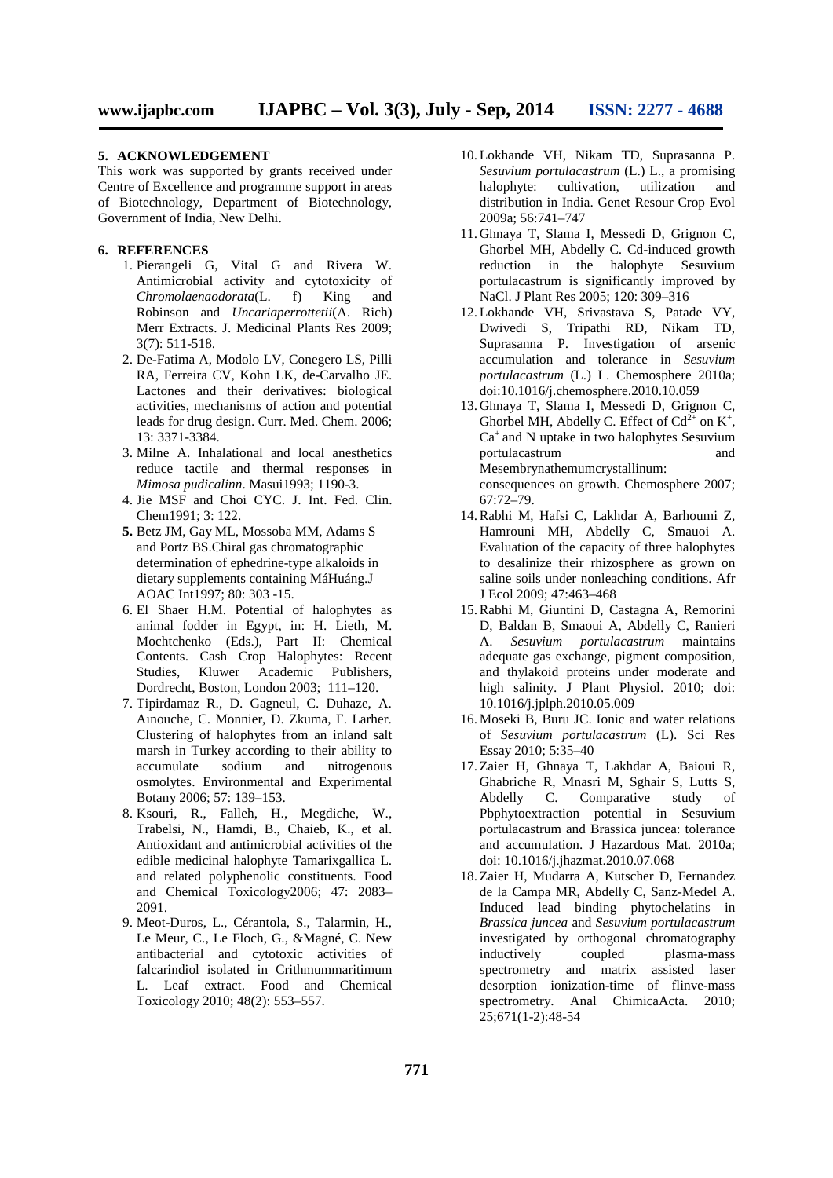## 5. ACKNOWLEDGEMENT

This work was supported by grants received under Centre of Excellence and programme support in areas of Biotechnology, Department of Biotechnology, Government of India, New Delhi.

## 6. REFERENCES

1. Pierangeli G, Vital G and Rivera W. Antimicrobial activity and cytotoxicity of *Chromolaenaodorata*(L. f) King and Robinson and *Uncariaperrottetii*(A. Rich) Merr Extracts. J. Medicinal Plants Res 2009; 3(7): 511-518.
2. De-Fatima A, Modolo LV, Conegero LS, Pilli RA, Ferreira CV, Kohn LK, de-Carvalho JE. Lactones and their derivatives: biological activities, mechanisms of action and potential leads for drug design. Curr. Med. Chem. 2006; 13: 3371-3384.
3. Milne A. Inhalational and local anesthetics reduce tactile and thermal responses in *Mimosa pudicalinn*. Masui1993; 1190-3.
4. Jie MSF and Choi CYC. J. Int. Fed. Clin. Chem1991; 3: 122.
5. **5.** Betz JM, Gay ML, Mossoba MM, Adams S and Portz BS.Chiral gas chromatographic determination of ephedrine-type alkaloids in dietary supplements containing MáHuáng.J AOAC Int1997; 80: 303 -15.
6. El Shaer H.M. Potential of halophytes as animal fodder in Egypt, in: H. Lieth, M. Mochtchenko (Eds.), Part II: Chemical Contents. Cash Crop Halophytes: Recent Studies, Kluwer Academic Publishers, Dordrecht, Boston, London 2003; 111–120.
7. Tipirdamaz R., D. Gagneul, C. Duhaze, A. Aınouche, C. Monnier, D. Zkuma, F. Larher. Clustering of halophytes from an inland salt marsh in Turkey according to their ability to accumulate sodium and nitrogenous osmolytes. Environmental and Experimental Botany 2006; 57: 139–153.
8. Ksouri, R., Falleh, H., Megdiche, W., Trabelsi, N., Hamdi, B., Chaieb, K., et al. Antioxidant and antimicrobial activities of the edible medicinal halophyte Tamarixgallica L. and related polyphenolic constituents. Food and Chemical Toxicology2006; 47: 2083–2091.
9. Meot-Duros, L., Cérantola, S., Talarmin, H., Le Meur, C., Le Floch, G., &Magné, C. New antibacterial and cytotoxic activities of falcarindiol isolated in Crithmummaritimum L. Leaf extract. Food and Chemical Toxicology 2010; 48(2): 553–557.
10. Lokhande VH, Nikam TD, Suprasanna P. *Sesuvium portulacastrum* (L.) L., a promising halophyte: cultivation, utilization and distribution in India. Genet Resour Crop Evol 2009a; 56:741–747
11. Ghnaya T, Slama I, Messedi D, Grignon C, Ghorbel MH, Abdelly C. Cd-induced growth reduction in the halophyte Sesuvium portulacastrum is significantly improved by NaCl. J Plant Res 2005; 120: 309–316
12. Lokhande VH, Srivastava S, Patade VY, Dwivedi S, Tripathi RD, Nikam TD, Suprasanna P. Investigation of arsenic accumulation and tolerance in *Sesuvium portulacastrum* (L.) L. Chemosphere 2010a; doi:10.1016/j.chemosphere.2010.10.059
13. Ghnaya T, Slama I, Messedi D, Grignon C, Ghorbel MH, Abdelly C. Effect of $Cd^{2+}$ on $K^{+}$, $Ca^{+}$ and N uptake in two halophytes Sesuvium portulacastrum and Mesembrynathemumcrystallinum: consequences on growth. Chemosphere 2007; 67:72–79.
14. Rabhi M, Hafsi C, Lakhdar A, Barhoumi Z, Hamrouni MH, Abdelly C, Smaoui A. Evaluation of the capacity of three halophytes to desalinize their rhizosphere as grown on saline soils under nonleaching conditions. Afr J Ecol 2009; 47:463–468
15. Rabhi M, Giuntini D, Castagna A, Remorini D, Baldan B, Smaoui A, Abdelly C, Ranieri A. *Sesuvium portulacastrum* maintains adequate gas exchange, pigment composition, and thylakoid proteins under moderate and high salinity. J Plant Physiol. 2010; doi: 10.1016/j.jplph.2010.05.009
16. Moseki B, Buru JC. Ionic and water relations of *Sesuvium portulacastrum* (L). Sci Res Essay 2010; 5:35–40
17. Zaier H, Ghnaya T, Lakhdar A, Baioui R, Ghabriche R, Mnasri M, Sghair S, Lutts S, Abdelly C. Comparative study of Pbphytoextraction potential in Sesuvium portulacastrum and Brassica juncea: tolerance and accumulation. J Hazardous Mat. 2010a; doi: 10.1016/j.jhazmat.2010.07.068
18. Zaier H, Mudarra A, Kutscher D, Fernandez de la Campa MR, Abdelly C, Sanz-Medel A. Induced lead binding phytochelatins in *Brassica juncea* and *Sesuvium portulacastrum* investigated by orthogonal chromatography inductively coupled plasma-mass spectrometry and matrix assisted laser desorption ionization-time of flinve-mass spectrometry. Anal ChimicaActa. 2010; 25;671(1-2):48-54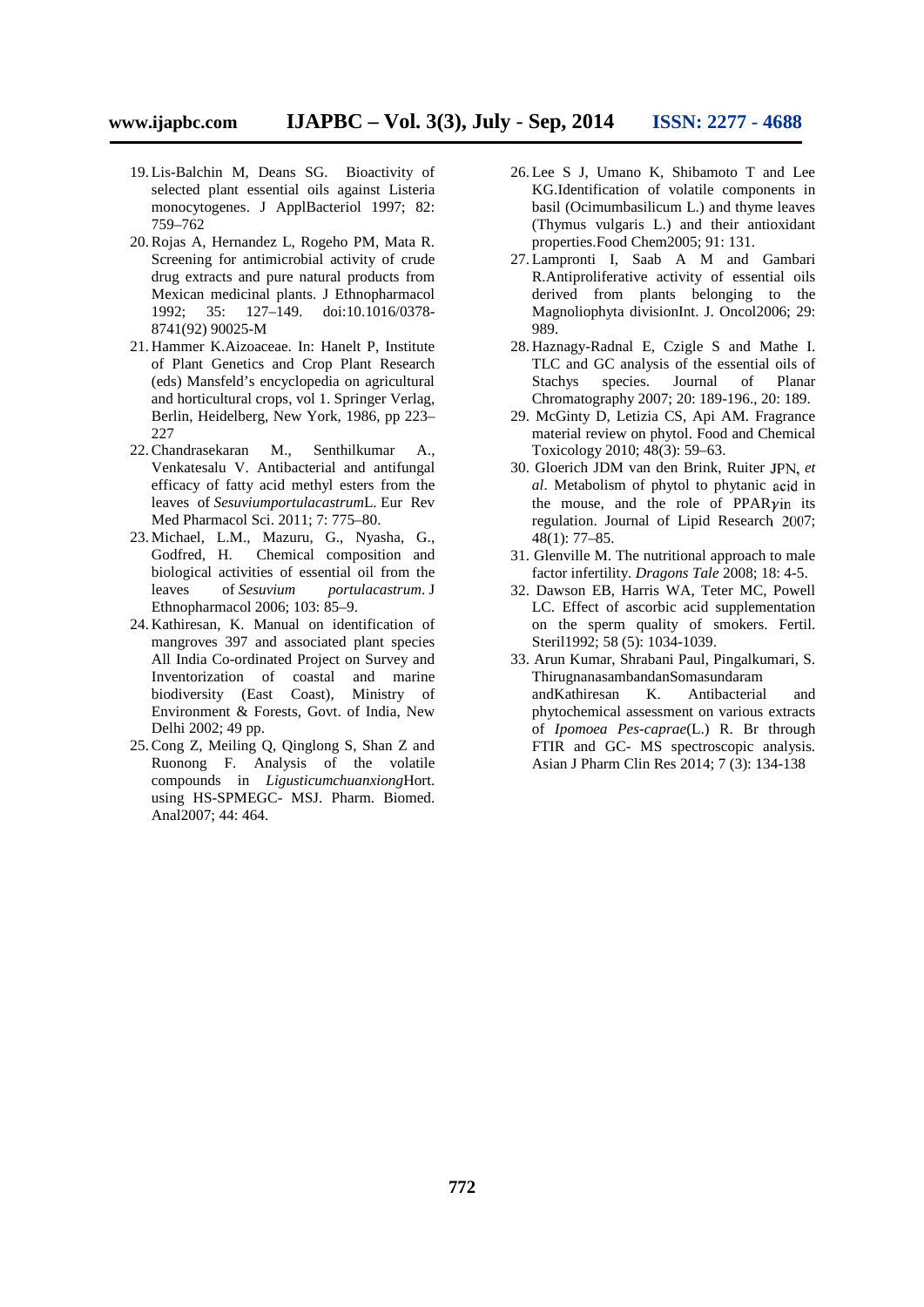19. Lis-Balchin M, Deans SG. Bioactivity of selected plant essential oils against Listeria monocytogenes. J ApplBacteriol 1997; 82: 759–762
20. Rojas A, Hernandez L, Rogeho PM, Mata R. Screening for antimicrobial activity of crude drug extracts and pure natural products from Mexican medicinal plants. J Ethnopharmacol 1992; 35: 127–149. doi:10.1016/0378-8741(92) 90025-M
21. Hammer K.Aizoaceae. In: Hanelt P, Institute of Plant Genetics and Crop Plant Research (eds) Mansfeld's encyclopedia on agricultural and horticultural crops, vol 1. Springer Verlag, Berlin, Heidelberg, New York, 1986, pp 223–227
22. Chandrasekaran M., Senthilkumar A., Venkatesalu V. Antibacterial and antifungal efficacy of fatty acid methyl esters from the leaves of *Sesuviumportulacastrum*L. Eur Rev Med Pharmacol Sci. 2011; 7: 775–80.
23. Michael, L.M., Mazuru, G., Nyasha, G., Godfred, H. Chemical composition and biological activities of essential oil from the leaves of *Sesuvium portulacastrum*. J Ethnopharmacol 2006; 103: 85–9.
24. Kathiresan, K. Manual on identification of mangroves 397 and associated plant species All India Co-ordinated Project on Survey and Inventorization of coastal and marine biodiversity (East Coast), Ministry of Environment & Forests, Govt. of India, New Delhi 2002; 49 pp.
25. Cong Z, Meiling Q, Qinglong S, Shan Z and Ruonong F. Analysis of the volatile compounds in *Ligusticumchuanxiong*Hort. using HS-SPMEGC- MSJ. Pharm. Biomed. Anal2007; 44: 464.
26. Lee S J, Umano K, Shibamoto T and Lee KG.Identification of volatile components in basil (Ocimumbasilicum L.) and thyme leaves (Thymus vulgaris L.) and their antioxidant properties.Food Chem2005; 91: 131.
27. Lampronti I, Saab A M and Gambari R.Antiproliferative activity of essential oils derived from plants belonging to the Magnoliophyta divisionInt. J. Oncol2006; 29: 989.
28. Haznagy-Radnal E, Czigle S and Mathe I. TLC and GC analysis of the essential oils of Stachys species. Journal of Planar Chromatography 2007; 20: 189-196., 20: 189.
29. McGinty D, Letizia CS, Api AM. Fragrance material review on phytol. Food and Chemical Toxicology 2010; 48(3): 59–63.
30. Gloerich JDM van den Brink, Ruiter JPN, *et al*. Metabolism of phytol to phytanic acid in the mouse, and the role of PPAR$\gamma$in its regulation. Journal of Lipid Research 2007; 48(1): 77–85.
31. Glenville M. The nutritional approach to male factor infertility. *Dragons Tale* 2008; 18: 4-5.
32. Dawson EB, Harris WA, Teter MC, Powell LC. Effect of ascorbic acid supplementation on the sperm quality of smokers. Fertil. Steril1992; 58 (5): 1034-1039.
33. Arun Kumar, Shrabani Paul, Pingalkumari, S. ThirugnanasambandanSomasundaram andKathiresan K. Antibacterial and phytochemical assessment on various extracts of *Ipomoea Pes-caprae*(L.) R. Br through FTIR and GC- MS spectroscopic analysis. Asian J Pharm Clin Res 2014; 7 (3): 134-138